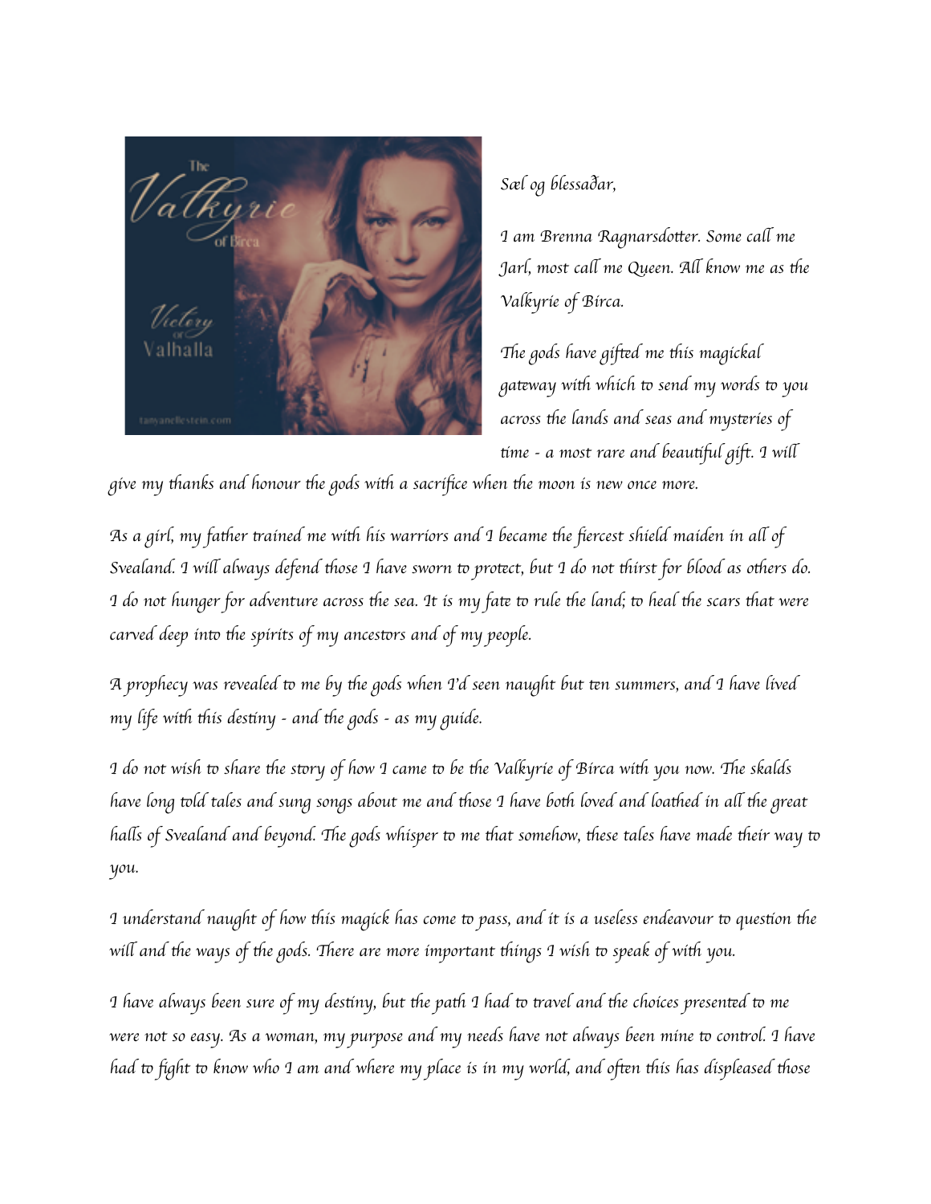*Sæl og blessaðar,*

*I am Brenna Ragnarsdotter. Some call me Jarl, most call me Queen. All know me as the Valkyrie of Birca.*

*The gods have gifted me this magickal gateway with which to send my words to you across the lands and seas and mysteries of time - a most rare and beautiful gift. I will give my thanks and honour the gods with a sacrifice when the moon is new once more.*

*As a girl, my father trained me with his warriors and I became the fiercest shield maiden in all of Svealand. I will always defend those I have sworn to protect, but I do not thirst for blood as others do. I do not hunger for adventure across the sea. It is my fate to rule the land; to heal the scars that were carved deep into the spirits of my ancestors and of my people.*

*A prophecy was revealed to me by the gods when I'd seen naught but ten summers, and I have lived my life with this destiny - and the gods - as my guide.*

*I do not wish to share the story of how I came to be the Valkyrie of Birca with you now. The skalds have long told tales and sung songs about me and those I have both loved and loathed in all the great halls of Svealand and beyond. The gods whisper to me that somehow, these tales have made their way to you.*

*I understand naught of how this magick has come to pass, and it is a useless endeavour to question the will and the ways of the gods. There are more important things I wish to speak of with you.*

*I have always been sure of my destiny, but the path I had to travel and the choices presented to me were not so easy. As a woman, my purpose and my needs have not always been mine to control. I have had to fight to know who I am and where my place is in my world, and often this has displeased those*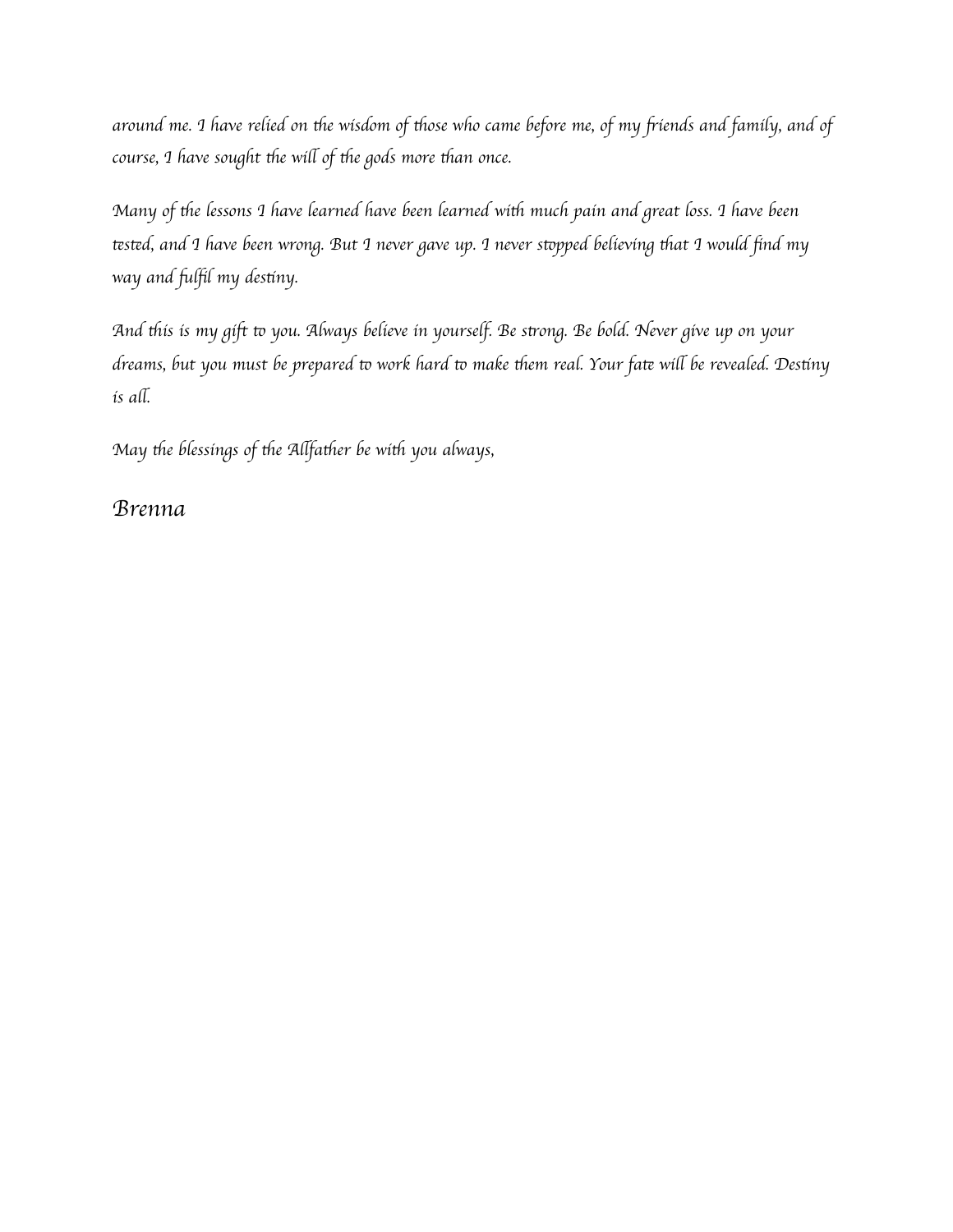*around me. I have relied on the wisdom of those who came before me, of my friends and family, and of course, I have sought the will of the gods more than once.*

*Many of the lessons I have learned have been learned with much pain and great loss. I have been tested, and I have been wrong. But I never gave up. I never stopped believing that I would find my way and fulfil my destiny.*

*And this is my gift to you. Always believe in yourself. Be strong. Be bold. Never give up on your dreams, but you must be prepared to work hard to make them real. Your fate will be revealed. Destiny is all.*

*May the blessings of the Allfather be with you always,*

*Brenna*